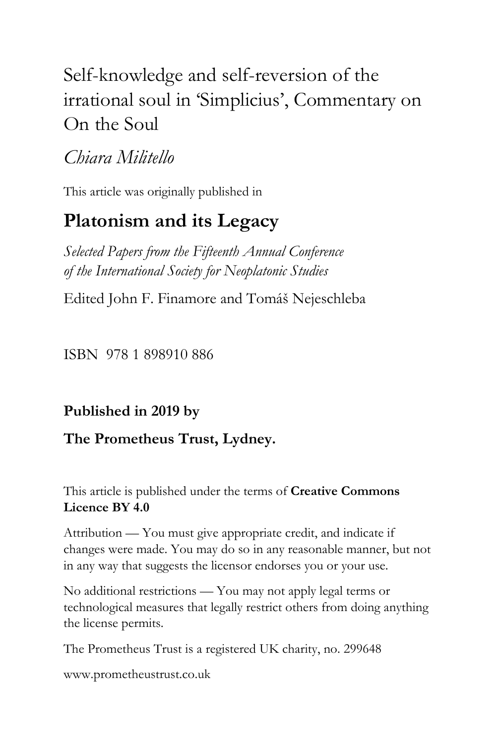# Self-knowledge and self-reversion of the irrational soul in 'Simplicius', Commentary on On the Soul

*Chiara Militello*

This article was originally published in

## Platonism and its Legacy

*Selected Papers from the Fifteenth Annual Conference of the International Society for Neoplatonic Studies*

Edited John F. Finamore and Tomáš Nejeschleba

ISBN 978 1 898910 886

**Published in 2019 by**

**The Prometheus Trust, Lydney.**

This article is published under the terms of **Creative Commons Licence BY 4.0**

Attribution — You must give appropriate credit, and indicate if changes were made. You may do so in any reasonable manner, but not in any way that suggests the licensor endorses you or your use.

No additional restrictions — You may not apply legal terms or technological measures that legally restrict others from doing anything the license permits.

The Prometheus Trust is a registered UK charity, no. 299648

www.prometheustrust.co.uk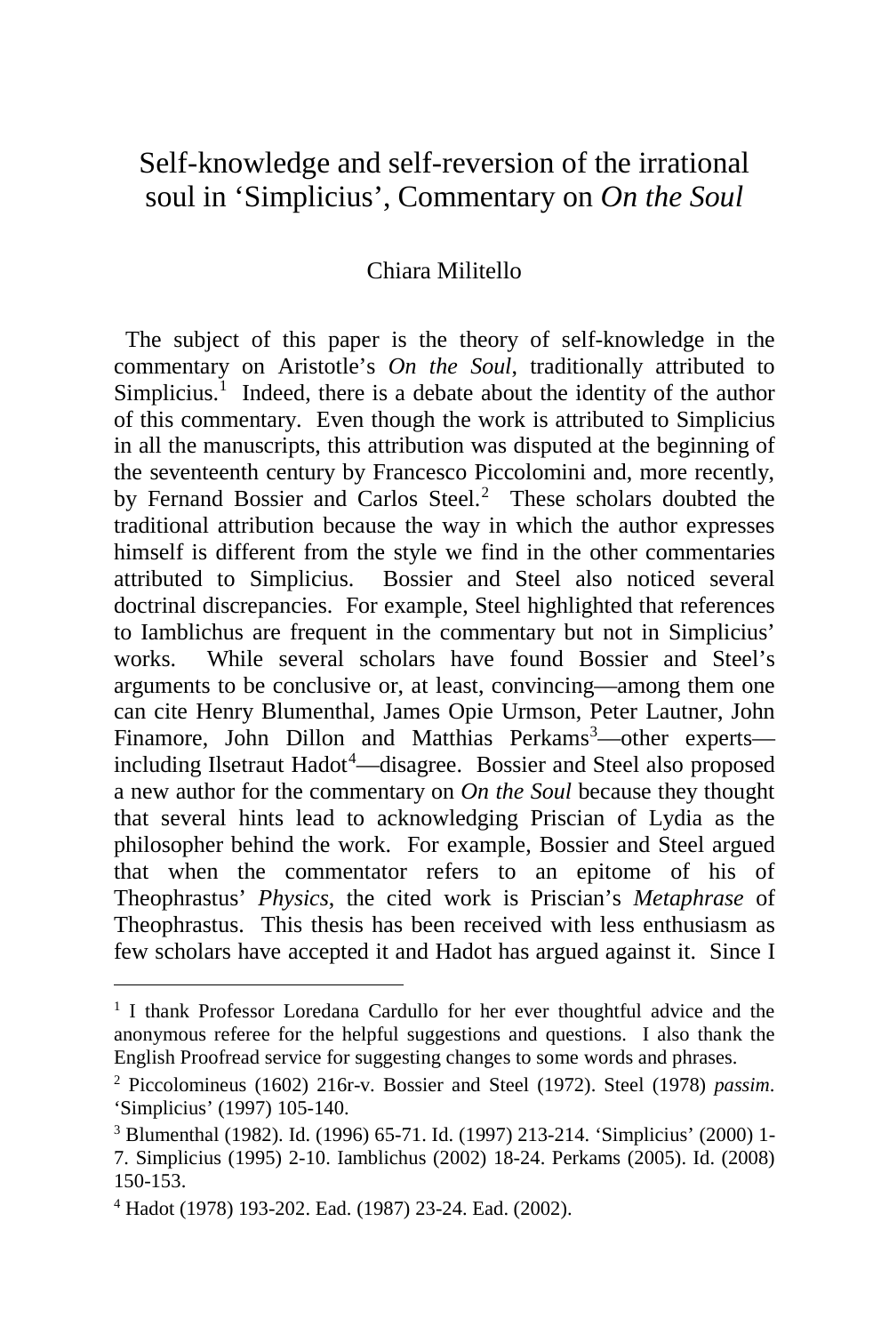# Self-knowledge and self-reversion of the irrational soul in 'Simplicius', Commentary on *On the Soul*

Chiara Militello

The subject of this paper is the theory of self-knowledge in the commentary on Aristotle's *On the Soul*, traditionally attributed to Simplicius.[1] Indeed, there is a debate about the identity of the author of this commentary. Even though the work is attributed to Simplicius in all the manuscripts, this attribution was disputed at the beginning of the seventeenth century by Francesco Piccolomini and, more recently, by Fernand Bossier and Carlos Steel.[2] These scholars doubted the traditional attribution because the way in which the author expresses himself is different from the style we find in the other commentaries attributed to Simplicius. Bossier and Steel also noticed several doctrinal discrepancies. For example, Steel highlighted that references to Iamblichus are frequent in the commentary but not in Simplicius' works. While several scholars have found Bossier and Steel's arguments to be conclusive or, at least, convincing—among them one can cite Henry Blumenthal, James Opie Urmson, Peter Lautner, John Finamore, John Dillon and Matthias Perkams[3]—other experts—including Ilsetraut Hadot[4]—disagree. Bossier and Steel also proposed a new author for the commentary on *On the Soul* because they thought that several hints lead to acknowledging Priscian of Lydia as the philosopher behind the work. For example, Bossier and Steel argued that when the commentator refers to an epitome of his of Theophrastus' *Physics*, the cited work is Priscian's *Metaphrase* of Theophrastus. This thesis has been received with less enthusiasm as few scholars have accepted it and Hadot has argued against it. Since I

---

[1] I thank Professor Loredana Cardullo for her ever thoughtful advice and the anonymous referee for the helpful suggestions and questions. I also thank the English Proofread service for suggesting changes to some words and phrases.

[2] Piccolomineus (1602) 216r-v. Bossier and Steel (1972). Steel (1978) *passim*. 'Simplicius' (1997) 105-140.

[3] Blumenthal (1982). Id. (1996) 65-71. Id. (1997) 213-214. 'Simplicius' (2000) 1-7. Simplicius (1995) 2-10. Iamblichus (2002) 18-24. Perkams (2005). Id. (2008) 150-153.

[4] Hadot (1978) 193-202. Ead. (1987) 23-24. Ead. (2002).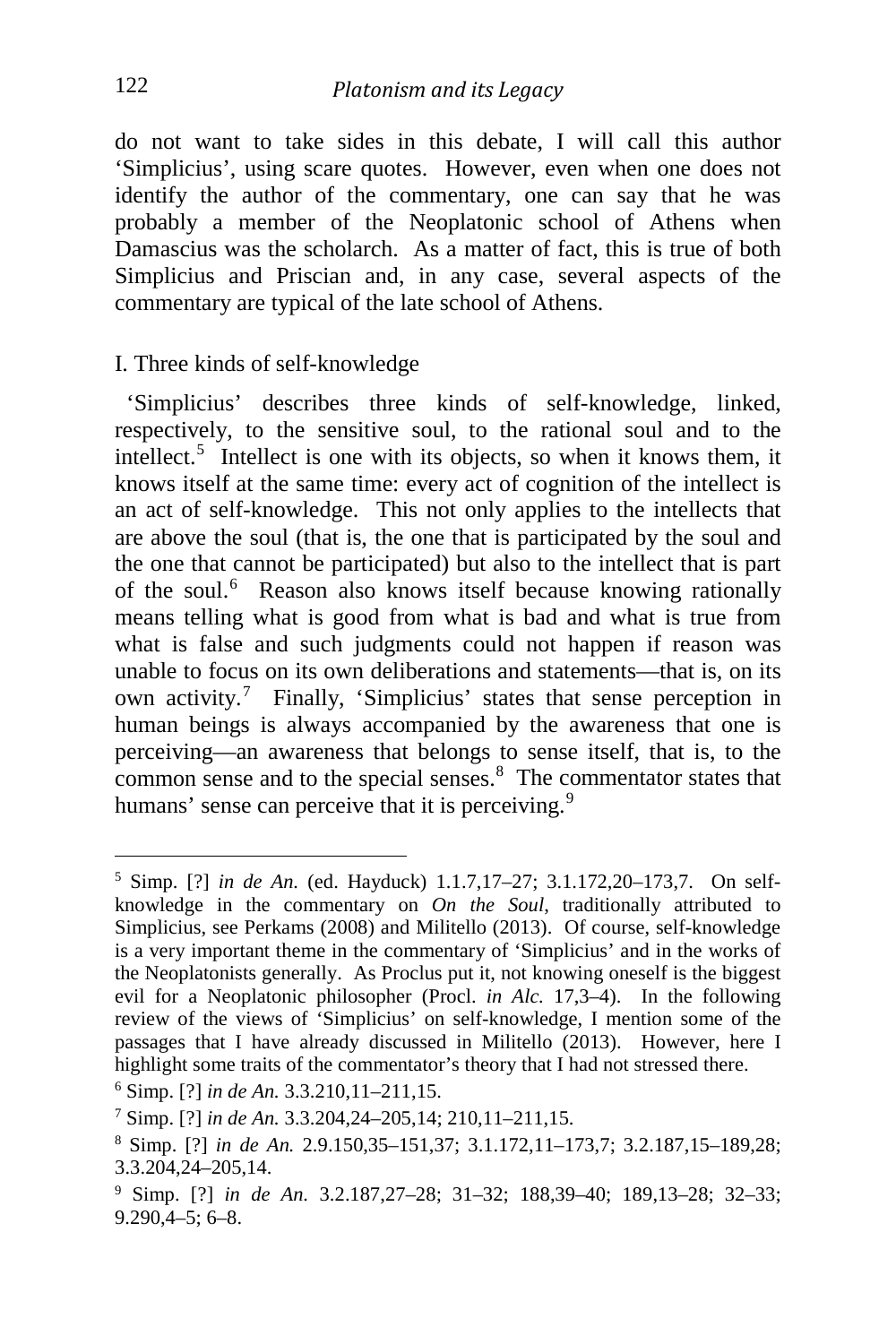do not want to take sides in this debate, I will call this author 'Simplicius', using scare quotes. However, even when one does not identify the author of the commentary, one can say that he was probably a member of the Neoplatonic school of Athens when Damascius was the scholarch. As a matter of fact, this is true of both Simplicius and Priscian and, in any case, several aspects of the commentary are typical of the late school of Athens.

## I. Three kinds of self-knowledge

'Simplicius' describes three kinds of self-knowledge, linked, respectively, to the sensitive soul, to the rational soul and to the intellect.[5] Intellect is one with its objects, so when it knows them, it knows itself at the same time: every act of cognition of the intellect is an act of self-knowledge. This not only applies to the intellects that are above the soul (that is, the one that is participated by the soul and the one that cannot be participated) but also to the intellect that is part of the soul.[6] Reason also knows itself because knowing rationally means telling what is good from what is bad and what is true from what is false and such judgments could not happen if reason was unable to focus on its own deliberations and statements—that is, on its own activity.[7] Finally, 'Simplicius' states that sense perception in human beings is always accompanied by the awareness that one is perceiving—an awareness that belongs to sense itself, that is, to the common sense and to the special senses.[8] The commentator states that humans' sense can perceive that it is perceiving.[9]

---

[5] Simp. [?] *in de An.* (ed. Hayduck) 1.1.7,17–27; 3.1.172,20–173,7. On self-knowledge in the commentary on *On the Soul*, traditionally attributed to Simplicius, see Perkams (2008) and Militello (2013). Of course, self-knowledge is a very important theme in the commentary of 'Simplicius' and in the works of the Neoplatonists generally. As Proclus put it, not knowing oneself is the biggest evil for a Neoplatonic philosopher (Procl. *in Alc.* 17,3–4). In the following review of the views of 'Simplicius' on self-knowledge, I mention some of the passages that I have already discussed in Militello (2013). However, here I highlight some traits of the commentator's theory that I had not stressed there.

[6] Simp. [?] *in de An.* 3.3.210,11–211,15.

[7] Simp. [?] *in de An.* 3.3.204,24–205,14; 210,11–211,15.

[8] Simp. [?] *in de An.* 2.9.150,35–151,37; 3.1.172,11–173,7; 3.2.187,15–189,28; 3.3.204,24–205,14.

[9] Simp. [?] *in de An.* 3.2.187,27–28; 31–32; 188,39–40; 189,13–28; 32–33; 9.290,4–5; 6–8.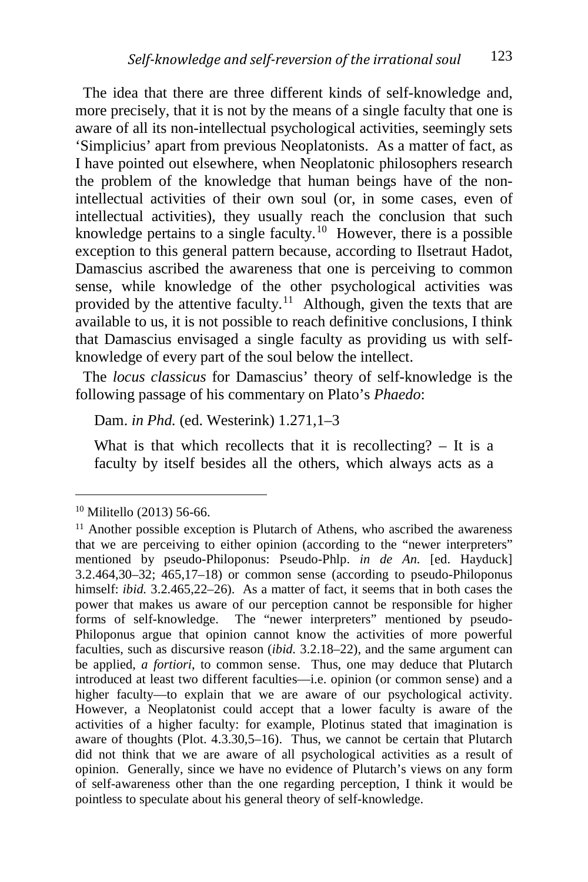The idea that there are three different kinds of self-knowledge and, more precisely, that it is not by the means of a single faculty that one is aware of all its non-intellectual psychological activities, seemingly sets 'Simplicius' apart from previous Neoplatonists. As a matter of fact, as I have pointed out elsewhere, when Neoplatonic philosophers research the problem of the knowledge that human beings have of the non-intellectual activities of their own soul (or, in some cases, even of intellectual activities), they usually reach the conclusion that such knowledge pertains to a single faculty.[10] However, there is a possible exception to this general pattern because, according to Ilsetraut Hadot, Damascius ascribed the awareness that one is perceiving to common sense, while knowledge of the other psychological activities was provided by the attentive faculty.[11] Although, given the texts that are available to us, it is not possible to reach definitive conclusions, I think that Damascius envisaged a single faculty as providing us with self-knowledge of every part of the soul below the intellect.

The *locus classicus* for Damascius' theory of self-knowledge is the following passage of his commentary on Plato's *Phaedo*:

> Dam. *in Phd.* (ed. Westerink) 1.271,1–3
>
> What is that which recollects that it is recollecting? – It is a faculty by itself besides all the others, which always acts as a

---

[10] Militello (2013) 56-66.

[11] Another possible exception is Plutarch of Athens, who ascribed the awareness that we are perceiving to either opinion (according to the "newer interpreters" mentioned by pseudo-Philoponus: Pseudo-Phlp. *in de An.* [ed. Hayduck] 3.2.464,30–32; 465,17–18) or common sense (according to pseudo-Philoponus himself: *ibid.* 3.2.465,22–26). As a matter of fact, it seems that in both cases the power that makes us aware of our perception cannot be responsible for higher forms of self-knowledge. The "newer interpreters" mentioned by pseudo-Philoponus argue that opinion cannot know the activities of more powerful faculties, such as discursive reason (*ibid.* 3.2.18–22), and the same argument can be applied, *a fortiori*, to common sense. Thus, one may deduce that Plutarch introduced at least two different faculties—i.e. opinion (or common sense) and a higher faculty—to explain that we are aware of our psychological activity. However, a Neoplatonist could accept that a lower faculty is aware of the activities of a higher faculty: for example, Plotinus stated that imagination is aware of thoughts (Plot. 4.3.30,5–16). Thus, we cannot be certain that Plutarch did not think that we are aware of all psychological activities as a result of opinion. Generally, since we have no evidence of Plutarch's views on any form of self-awareness other than the one regarding perception, I think it would be pointless to speculate about his general theory of self-knowledge.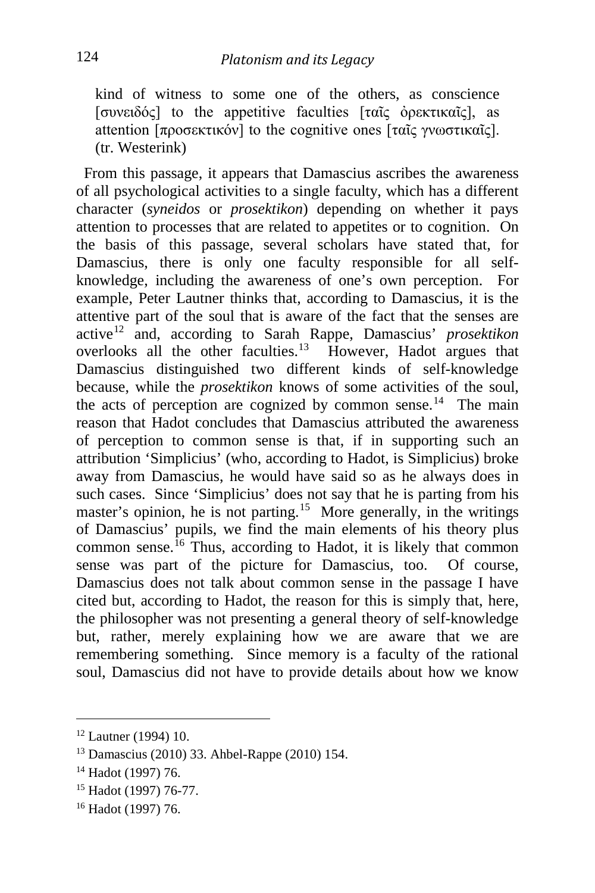> kind of witness to some one of the others, as conscience [συνειδός] to the appetitive faculties [ταῖς ὀρεκτικαῖς], as attention [προσεκτικόν] to the cognitive ones [ταῖς γνωστικαῖς]. (tr. Westerink)

From this passage, it appears that Damascius ascribes the awareness of all psychological activities to a single faculty, which has a different character (*syneidos* or *prosektikon*) depending on whether it pays attention to processes that are related to appetites or to cognition. On the basis of this passage, several scholars have stated that, for Damascius, there is only one faculty responsible for all self-knowledge, including the awareness of one's own perception. For example, Peter Lautner thinks that, according to Damascius, it is the attentive part of the soul that is aware of the fact that the senses are active[12] and, according to Sarah Rappe, Damascius' *prosektikon* overlooks all the other faculties.[13] However, Hadot argues that Damascius distinguished two different kinds of self-knowledge because, while the *prosektikon* knows of some activities of the soul, the acts of perception are cognized by common sense.[14] The main reason that Hadot concludes that Damascius attributed the awareness of perception to common sense is that, if in supporting such an attribution 'Simplicius' (who, according to Hadot, is Simplicius) broke away from Damascius, he would have said so as he always does in such cases. Since 'Simplicius' does not say that he is parting from his master's opinion, he is not parting.[15] More generally, in the writings of Damascius' pupils, we find the main elements of his theory plus common sense.[16] Thus, according to Hadot, it is likely that common sense was part of the picture for Damascius, too. Of course, Damascius does not talk about common sense in the passage I have cited but, according to Hadot, the reason for this is simply that, here, the philosopher was not presenting a general theory of self-knowledge but, rather, merely explaining how we are aware that we are remembering something. Since memory is a faculty of the rational soul, Damascius did not have to provide details about how we know

---

[12] Lautner (1994) 10.

[13] Damascius (2010) 33. Ahbel-Rappe (2010) 154.

[14] Hadot (1997) 76.

[15] Hadot (1997) 76-77.

[16] Hadot (1997) 76.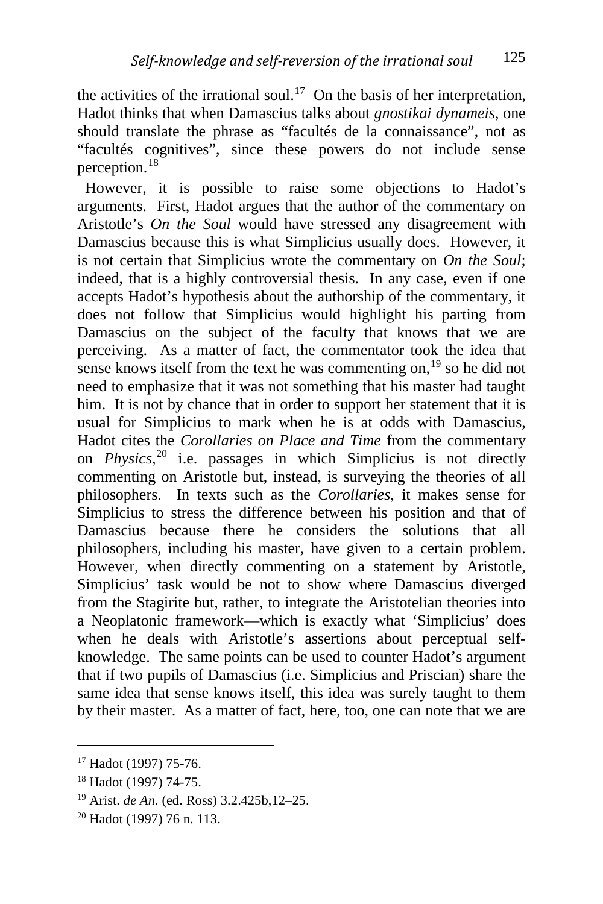the activities of the irrational soul.[17] On the basis of her interpretation, Hadot thinks that when Damascius talks about *gnostikai dynameis*, one should translate the phrase as "facultés de la connaissance", not as "facultés cognitives", since these powers do not include sense perception.[18]

However, it is possible to raise some objections to Hadot's arguments. First, Hadot argues that the author of the commentary on Aristotle's *On the Soul* would have stressed any disagreement with Damascius because this is what Simplicius usually does. However, it is not certain that Simplicius wrote the commentary on *On the Soul*; indeed, that is a highly controversial thesis. In any case, even if one accepts Hadot's hypothesis about the authorship of the commentary, it does not follow that Simplicius would highlight his parting from Damascius on the subject of the faculty that knows that we are perceiving. As a matter of fact, the commentator took the idea that sense knows itself from the text he was commenting on,[19] so he did not need to emphasize that it was not something that his master had taught him. It is not by chance that in order to support her statement that it is usual for Simplicius to mark when he is at odds with Damascius, Hadot cites the *Corollaries on Place and Time* from the commentary on *Physics*,[20] i.e. passages in which Simplicius is not directly commenting on Aristotle but, instead, is surveying the theories of all philosophers. In texts such as the *Corollaries*, it makes sense for Simplicius to stress the difference between his position and that of Damascius because there he considers the solutions that all philosophers, including his master, have given to a certain problem. However, when directly commenting on a statement by Aristotle, Simplicius' task would be not to show where Damascius diverged from the Stagirite but, rather, to integrate the Aristotelian theories into a Neoplatonic framework—which is exactly what 'Simplicius' does when he deals with Aristotle's assertions about perceptual self-knowledge. The same points can be used to counter Hadot's argument that if two pupils of Damascius (i.e. Simplicius and Priscian) share the same idea that sense knows itself, this idea was surely taught to them by their master. As a matter of fact, here, too, one can note that we are

---

[17] Hadot (1997) 75-76.

[18] Hadot (1997) 74-75.

[19] Arist. *de An.* (ed. Ross) 3.2.425b,12–25.

[20] Hadot (1997) 76 n. 113.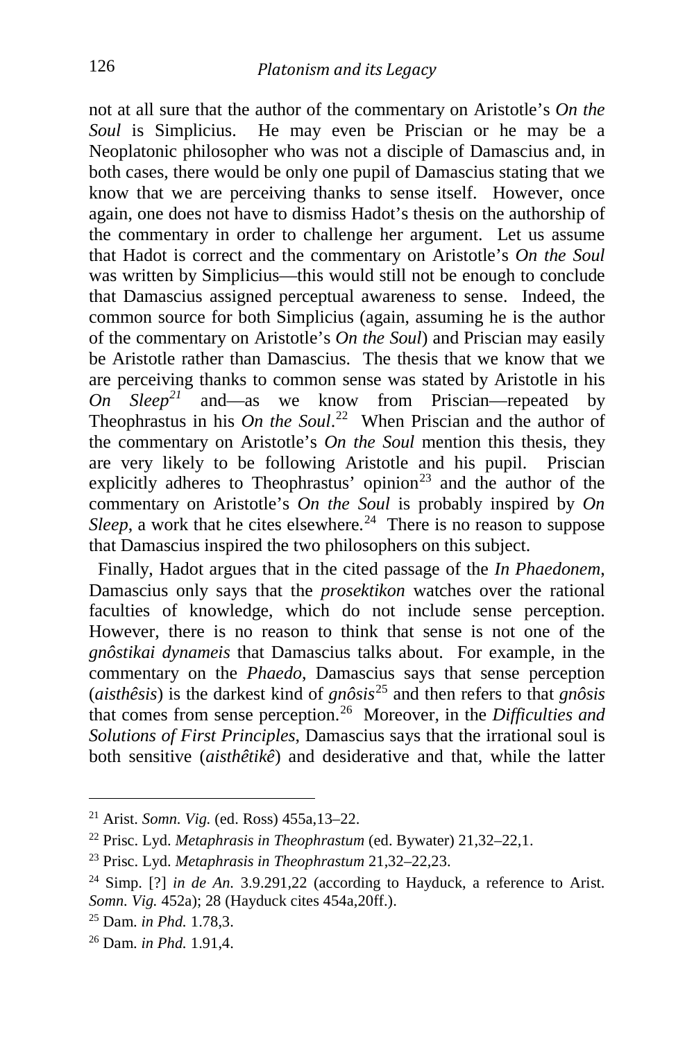not at all sure that the author of the commentary on Aristotle's *On the Soul* is Simplicius. He may even be Priscian or he may be a Neoplatonic philosopher who was not a disciple of Damascius and, in both cases, there would be only one pupil of Damascius stating that we know that we are perceiving thanks to sense itself. However, once again, one does not have to dismiss Hadot's thesis on the authorship of the commentary in order to challenge her argument. Let us assume that Hadot is correct and the commentary on Aristotle's *On the Soul* was written by Simplicius—this would still not be enough to conclude that Damascius assigned perceptual awareness to sense. Indeed, the common source for both Simplicius (again, assuming he is the author of the commentary on Aristotle's *On the Soul*) and Priscian may easily be Aristotle rather than Damascius. The thesis that we know that we are perceiving thanks to common sense was stated by Aristotle in his *On Sleep*[21] and—as we know from Priscian—repeated by Theophrastus in his *On the Soul*.[22] When Priscian and the author of the commentary on Aristotle's *On the Soul* mention this thesis, they are very likely to be following Aristotle and his pupil. Priscian explicitly adheres to Theophrastus' opinion[23] and the author of the commentary on Aristotle's *On the Soul* is probably inspired by *On Sleep*, a work that he cites elsewhere.[24] There is no reason to suppose that Damascius inspired the two philosophers on this subject.

Finally, Hadot argues that in the cited passage of the *In Phaedonem*, Damascius only says that the *prosektikon* watches over the rational faculties of knowledge, which do not include sense perception. However, there is no reason to think that sense is not one of the *gnôstikai dynameis* that Damascius talks about. For example, in the commentary on the *Phaedo*, Damascius says that sense perception (*aisthêsis*) is the darkest kind of *gnôsis*[25] and then refers to that *gnôsis* that comes from sense perception.[26] Moreover, in the *Difficulties and Solutions of First Principles*, Damascius says that the irrational soul is both sensitive (*aisthêtikê*) and desiderative and that, while the latter

---

[21] Arist. *Somn. Vig.* (ed. Ross) 455a,13–22.

[22] Prisc. Lyd. *Metaphrasis in Theophrastum* (ed. Bywater) 21,32–22,1.

[23] Prisc. Lyd. *Metaphrasis in Theophrastum* 21,32–22,23.

[24] Simp. [?] *in de An.* 3.9.291,22 (according to Hayduck, a reference to Arist. *Somn. Vig.* 452a); 28 (Hayduck cites 454a,20ff.).

[25] Dam. *in Phd.* 1.78,3.

[26] Dam. *in Phd.* 1.91,4.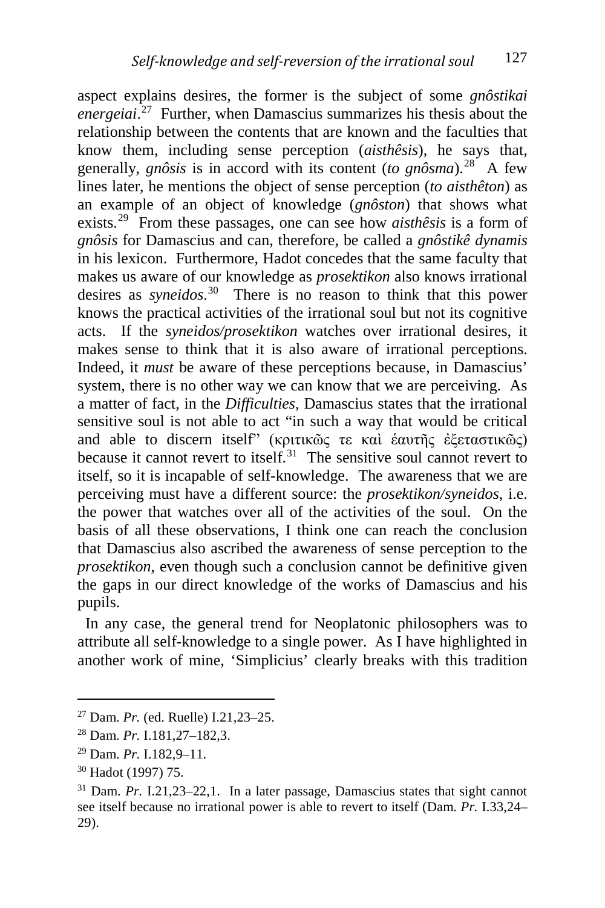aspect explains desires, the former is the subject of some *gnôstikai energeiai*.[27] Further, when Damascius summarizes his thesis about the relationship between the contents that are known and the faculties that know them, including sense perception (*aisthêsis*), he says that, generally, *gnôsis* is in accord with its content (*to gnôsma*).[28] A few lines later, he mentions the object of sense perception (*to aisthêton*) as an example of an object of knowledge (*gnôston*) that shows what exists.[29] From these passages, one can see how *aisthêsis* is a form of *gnôsis* for Damascius and can, therefore, be called a *gnôstikê dynamis* in his lexicon. Furthermore, Hadot concedes that the same faculty that makes us aware of our knowledge as *prosektikon* also knows irrational desires as *syneidos*.[30] There is no reason to think that this power knows the practical activities of the irrational soul but not its cognitive acts. If the *syneidos/prosektikon* watches over irrational desires, it makes sense to think that it is also aware of irrational perceptions. Indeed, it *must* be aware of these perceptions because, in Damascius' system, there is no other way we can know that we are perceiving. As a matter of fact, in the *Difficulties*, Damascius states that the irrational sensitive soul is not able to act "in such a way that would be critical and able to discern itself" (κριτικῶς τε καὶ ἑαυτῆς ἐξεταστικῶς) because it cannot revert to itself.[31] The sensitive soul cannot revert to itself, so it is incapable of self-knowledge. The awareness that we are perceiving must have a different source: the *prosektikon/syneidos*, i.e. the power that watches over all of the activities of the soul. On the basis of all these observations, I think one can reach the conclusion that Damascius also ascribed the awareness of sense perception to the *prosektikon*, even though such a conclusion cannot be definitive given the gaps in our direct knowledge of the works of Damascius and his pupils.

In any case, the general trend for Neoplatonic philosophers was to attribute all self-knowledge to a single power. As I have highlighted in another work of mine, 'Simplicius' clearly breaks with this tradition

---

[27] Dam. *Pr.* (ed. Ruelle) I.21,23–25.

[28] Dam. *Pr.* I.181,27–182,3.

[29] Dam. *Pr.* I.182,9–11.

[30] Hadot (1997) 75.

[31] Dam. *Pr.* I.21,23–22,1. In a later passage, Damascius states that sight cannot see itself because no irrational power is able to revert to itself (Dam. *Pr.* I.33,24–29).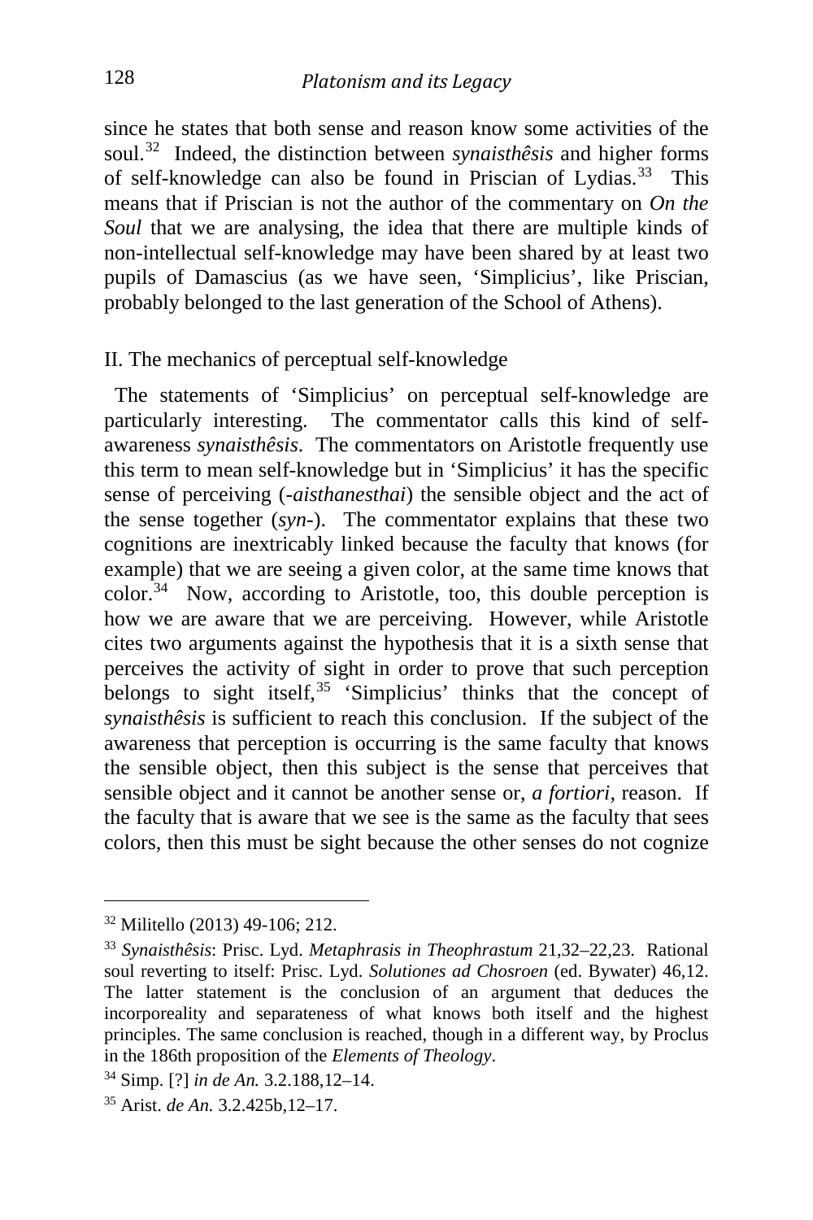since he states that both sense and reason know some activities of the soul.[32] Indeed, the distinction between *synaisthêsis* and higher forms of self-knowledge can also be found in Priscian of Lydias.[33] This means that if Priscian is not the author of the commentary on *On the Soul* that we are analysing, the idea that there are multiple kinds of non-intellectual self-knowledge may have been shared by at least two pupils of Damascius (as we have seen, 'Simplicius', like Priscian, probably belonged to the last generation of the School of Athens).

## II. The mechanics of perceptual self-knowledge

The statements of 'Simplicius' on perceptual self-knowledge are particularly interesting. The commentator calls this kind of self-awareness *synaisthêsis*. The commentators on Aristotle frequently use this term to mean self-knowledge but in 'Simplicius' it has the specific sense of perceiving (-*aisthanesthai*) the sensible object and the act of the sense together (*syn*-). The commentator explains that these two cognitions are inextricably linked because the faculty that knows (for example) that we are seeing a given color, at the same time knows that color.[34] Now, according to Aristotle, too, this double perception is how we are aware that we are perceiving. However, while Aristotle cites two arguments against the hypothesis that it is a sixth sense that perceives the activity of sight in order to prove that such perception belongs to sight itself,[35] 'Simplicius' thinks that the concept of *synaisthêsis* is sufficient to reach this conclusion. If the subject of the awareness that perception is occurring is the same faculty that knows the sensible object, then this subject is the sense that perceives that sensible object and it cannot be another sense or, *a fortiori*, reason. If the faculty that is aware that we see is the same as the faculty that sees colors, then this must be sight because the other senses do not cognize

---

[32] Militello (2013) 49-106; 212.

[33] *Synaisthêsis*: Prisc. Lyd. *Metaphrasis in Theophrastum* 21,32–22,23. Rational soul reverting to itself: Prisc. Lyd. *Solutiones ad Chosroen* (ed. Bywater) 46,12. The latter statement is the conclusion of an argument that deduces the incorporeality and separateness of what knows both itself and the highest principles. The same conclusion is reached, though in a different way, by Proclus in the 186th proposition of the *Elements of Theology*.

[34] Simp. [?] *in de An.* 3.2.188,12–14.

[35] Arist. *de An.* 3.2.425b,12–17.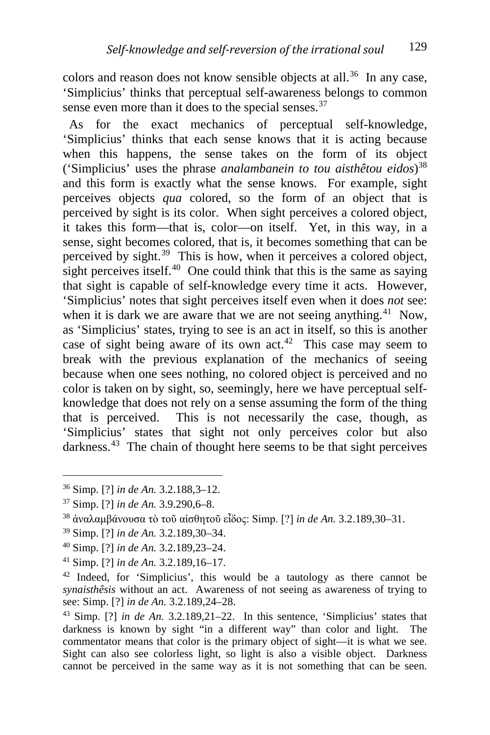colors and reason does not know sensible objects at all.[36] In any case, 'Simplicius' thinks that perceptual self-awareness belongs to common sense even more than it does to the special senses.[37]

As for the exact mechanics of perceptual self-knowledge, 'Simplicius' thinks that each sense knows that it is acting because when this happens, the sense takes on the form of its object ('Simplicius' uses the phrase *analambanein to tou aisthêtou eidos*)[38] and this form is exactly what the sense knows. For example, sight perceives objects *qua* colored, so the form of an object that is perceived by sight is its color. When sight perceives a colored object, it takes this form—that is, color—on itself. Yet, in this way, in a sense, sight becomes colored, that is, it becomes something that can be perceived by sight.[39] This is how, when it perceives a colored object, sight perceives itself.[40] One could think that this is the same as saying that sight is capable of self-knowledge every time it acts. However, 'Simplicius' notes that sight perceives itself even when it does *not* see: when it is dark we are aware that we are not seeing anything.[41] Now, as 'Simplicius' states, trying to see is an act in itself, so this is another case of sight being aware of its own act.[42] This case may seem to break with the previous explanation of the mechanics of seeing because when one sees nothing, no colored object is perceived and no color is taken on by sight, so, seemingly, here we have perceptual self-knowledge that does not rely on a sense assuming the form of the thing that is perceived. This is not necessarily the case, though, as 'Simplicius' states that sight not only perceives color but also darkness.[43] The chain of thought here seems to be that sight perceives

---

[36] Simp. [?] *in de An.* 3.2.188,3–12.

[37] Simp. [?] *in de An.* 3.9.290,6–8.

[38] ἀναλαμβάνουσα τὸ τοῦ αἰσθητοῦ εἶδος: Simp. [?] *in de An.* 3.2.189,30–31.

[39] Simp. [?] *in de An.* 3.2.189,30–34.

[40] Simp. [?] *in de An.* 3.2.189,23–24.

[41] Simp. [?] *in de An.* 3.2.189,16–17.

[42] Indeed, for 'Simplicius', this would be a tautology as there cannot be *synaisthêsis* without an act. Awareness of not seeing as awareness of trying to see: Simp. [?] *in de An.* 3.2.189,24–28.

[43] Simp. [?] *in de An.* 3.2.189,21–22. In this sentence, 'Simplicius' states that darkness is known by sight "in a different way" than color and light. The commentator means that color is the primary object of sight—it is what we see. Sight can also see colorless light, so light is also a visible object. Darkness cannot be perceived in the same way as it is not something that can be seen.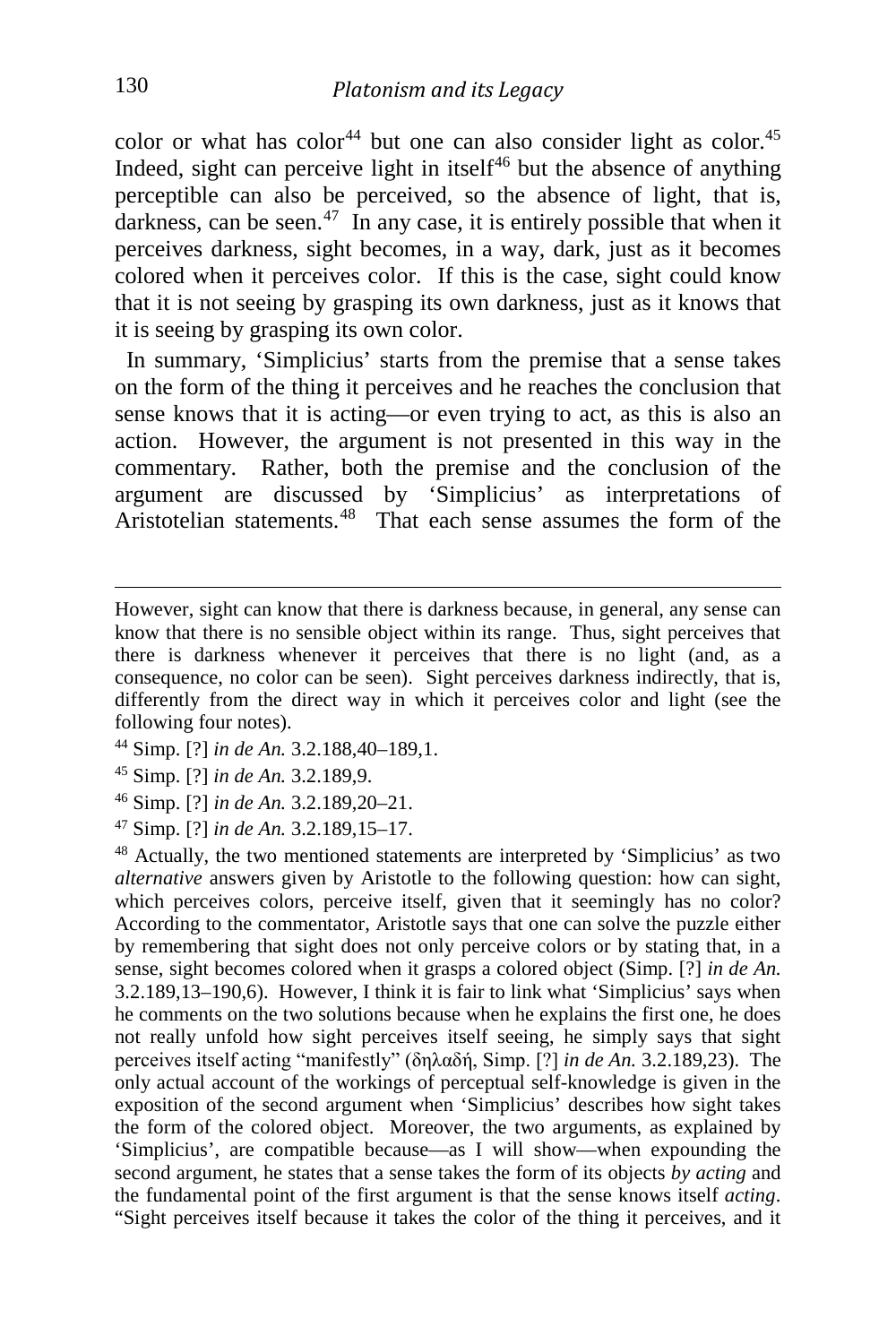color or what has color[44] but one can also consider light as color.[45] Indeed, sight can perceive light in itself[46] but the absence of anything perceptible can also be perceived, so the absence of light, that is, darkness, can be seen.[47] In any case, it is entirely possible that when it perceives darkness, sight becomes, in a way, dark, just as it becomes colored when it perceives color. If this is the case, sight could know that it is not seeing by grasping its own darkness, just as it knows that it is seeing by grasping its own color.

In summary, 'Simplicius' starts from the premise that a sense takes on the form of the thing it perceives and he reaches the conclusion that sense knows that it is acting—or even trying to act, as this is also an action. However, the argument is not presented in this way in the commentary. Rather, both the premise and the conclusion of the argument are discussed by 'Simplicius' as interpretations of Aristotelian statements.[48] That each sense assumes the form of the

---

However, sight can know that there is darkness because, in general, any sense can know that there is no sensible object within its range. Thus, sight perceives that there is darkness whenever it perceives that there is no light (and, as a consequence, no color can be seen). Sight perceives darkness indirectly, that is, differently from the direct way in which it perceives color and light (see the following four notes).

[44] Simp. [?] *in de An.* 3.2.188,40–189,1.

[45] Simp. [?] *in de An.* 3.2.189,9.

[46] Simp. [?] *in de An.* 3.2.189,20–21.

[47] Simp. [?] *in de An.* 3.2.189,15–17.

[48] Actually, the two mentioned statements are interpreted by 'Simplicius' as two *alternative* answers given by Aristotle to the following question: how can sight, which perceives colors, perceive itself, given that it seemingly has no color? According to the commentator, Aristotle says that one can solve the puzzle either by remembering that sight does not only perceive colors or by stating that, in a sense, sight becomes colored when it grasps a colored object (Simp. [?] *in de An.* 3.2.189,13–190,6). However, I think it is fair to link what 'Simplicius' says when he comments on the two solutions because when he explains the first one, he does not really unfold how sight perceives itself seeing, he simply says that sight perceives itself acting "manifestly" (δηλαδή, Simp. [?] *in de An.* 3.2.189,23). The only actual account of the workings of perceptual self-knowledge is given in the exposition of the second argument when 'Simplicius' describes how sight takes the form of the colored object. Moreover, the two arguments, as explained by 'Simplicius', are compatible because—as I will show—when expounding the second argument, he states that a sense takes the form of its objects *by acting* and the fundamental point of the first argument is that the sense knows itself *acting*. "Sight perceives itself because it takes the color of the thing it perceives, and it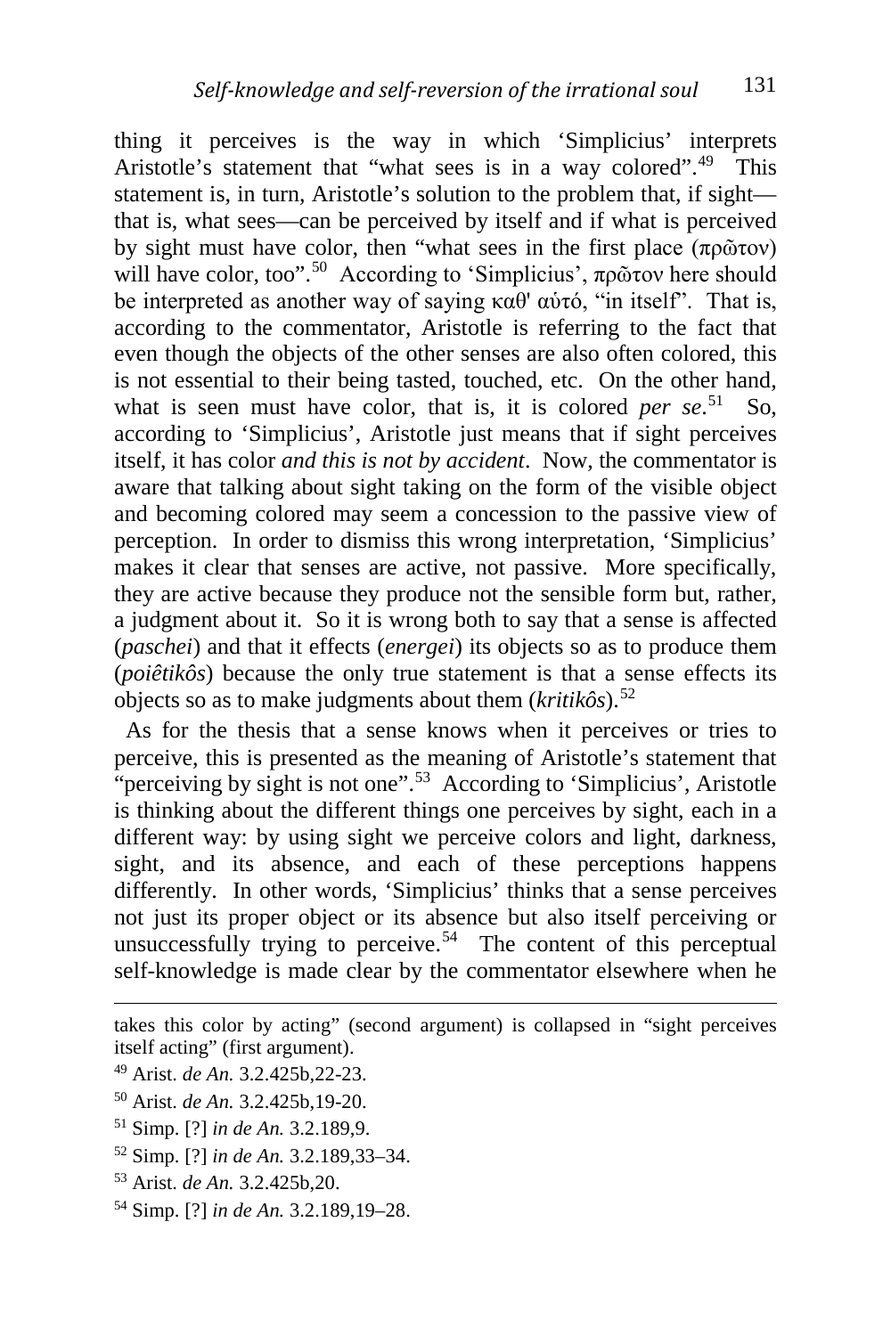thing it perceives is the way in which 'Simplicius' interprets Aristotle's statement that "what sees is in a way colored".[49] This statement is, in turn, Aristotle's solution to the problem that, if sight—that is, what sees—can be perceived by itself and if what is perceived by sight must have color, then "what sees in the first place (πρῶτον) will have color, too".[50] According to 'Simplicius', πρῶτον here should be interpreted as another way of saying καθ' αὑτό, "in itself". That is, according to the commentator, Aristotle is referring to the fact that even though the objects of the other senses are also often colored, this is not essential to their being tasted, touched, etc. On the other hand, what is seen must have color, that is, it is colored *per se*.[51] So, according to 'Simplicius', Aristotle just means that if sight perceives itself, it has color *and this is not by accident*. Now, the commentator is aware that talking about sight taking on the form of the visible object and becoming colored may seem a concession to the passive view of perception. In order to dismiss this wrong interpretation, 'Simplicius' makes it clear that senses are active, not passive. More specifically, they are active because they produce not the sensible form but, rather, a judgment about it. So it is wrong both to say that a sense is affected (*paschei*) and that it effects (*energei*) its objects so as to produce them (*poiêtikôs*) because the only true statement is that a sense effects its objects so as to make judgments about them (*kritikôs*).[52]

As for the thesis that a sense knows when it perceives or tries to perceive, this is presented as the meaning of Aristotle's statement that "perceiving by sight is not one".[53] According to 'Simplicius', Aristotle is thinking about the different things one perceives by sight, each in a different way: by using sight we perceive colors and light, darkness, sight, and its absence, and each of these perceptions happens differently. In other words, 'Simplicius' thinks that a sense perceives not just its proper object or its absence but also itself perceiving or unsuccessfully trying to perceive.[54] The content of this perceptual self-knowledge is made clear by the commentator elsewhere when he

---

takes this color by acting" (second argument) is collapsed in "sight perceives itself acting" (first argument).

[49] Arist. *de An.* 3.2.425b,22-23.

[50] Arist. *de An.* 3.2.425b,19-20.

[51] Simp. [?] *in de An.* 3.2.189,9.

[52] Simp. [?] *in de An.* 3.2.189,33–34.

[53] Arist. *de An.* 3.2.425b,20.

[54] Simp. [?] *in de An.* 3.2.189,19–28.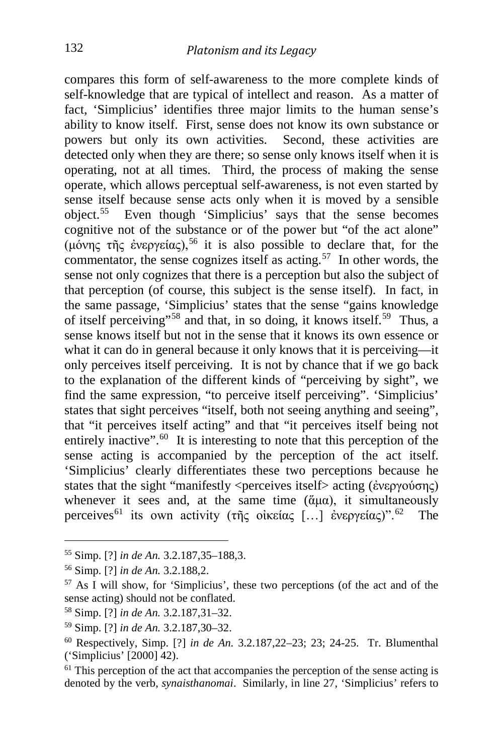compares this form of self-awareness to the more complete kinds of self-knowledge that are typical of intellect and reason. As a matter of fact, 'Simplicius' identifies three major limits to the human sense's ability to know itself. First, sense does not know its own substance or powers but only its own activities. Second, these activities are detected only when they are there; so sense only knows itself when it is operating, not at all times. Third, the process of making the sense operate, which allows perceptual self-awareness, is not even started by sense itself because sense acts only when it is moved by a sensible object.[55] Even though 'Simplicius' says that the sense becomes cognitive not of the substance or of the power but "of the act alone" (μόνης τῆς ἐνεργείας),[56] it is also possible to declare that, for the commentator, the sense cognizes itself as acting.[57] In other words, the sense not only cognizes that there is a perception but also the subject of that perception (of course, this subject is the sense itself). In fact, in the same passage, 'Simplicius' states that the sense "gains knowledge of itself perceiving"[58] and that, in so doing, it knows itself.[59] Thus, a sense knows itself but not in the sense that it knows its own essence or what it can do in general because it only knows that it is perceiving—it only perceives itself perceiving. It is not by chance that if we go back to the explanation of the different kinds of "perceiving by sight", we find the same expression, "to perceive itself perceiving". 'Simplicius' states that sight perceives "itself, both not seeing anything and seeing", that "it perceives itself acting" and that "it perceives itself being not entirely inactive".[60] It is interesting to note that this perception of the sense acting is accompanied by the perception of the act itself. 'Simplicius' clearly differentiates these two perceptions because he states that the sight "manifestly <perceives itself> acting (ἐνεργούσης) whenever it sees and, at the same time (ἅμα), it simultaneously perceives[61] its own activity (τῆς οἰκείας […] ἐνεργείας)".[62] The

---

[55] Simp. [?] *in de An.* 3.2.187,35–188,3.

[56] Simp. [?] *in de An.* 3.2.188,2.

[57] As I will show, for 'Simplicius', these two perceptions (of the act and of the sense acting) should not be conflated.

[58] Simp. [?] *in de An.* 3.2.187,31–32.

[59] Simp. [?] *in de An.* 3.2.187,30–32.

[60] Respectively, Simp. [?] *in de An.* 3.2.187,22–23; 23; 24-25. Tr. Blumenthal ('Simplicius' [2000] 42).

[61] This perception of the act that accompanies the perception of the sense acting is denoted by the verb, *synaisthanomai*. Similarly, in line 27, 'Simplicius' refers to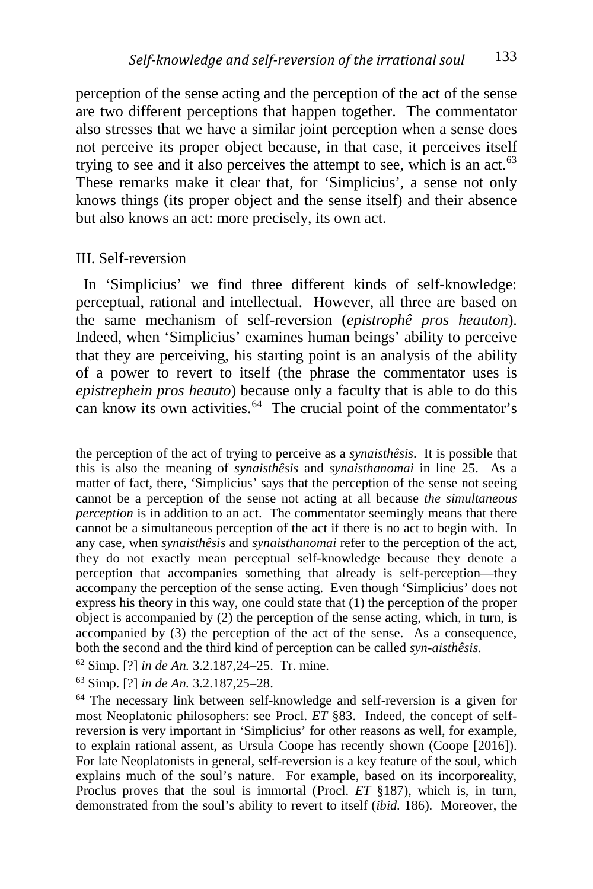perception of the sense acting and the perception of the act of the sense are two different perceptions that happen together. The commentator also stresses that we have a similar joint perception when a sense does not perceive its proper object because, in that case, it perceives itself trying to see and it also perceives the attempt to see, which is an act.[63] These remarks make it clear that, for 'Simplicius', a sense not only knows things (its proper object and the sense itself) and their absence but also knows an act: more precisely, its own act.

## III. Self-reversion

In 'Simplicius' we find three different kinds of self-knowledge: perceptual, rational and intellectual. However, all three are based on the same mechanism of self-reversion (*epistrophê pros heauton*). Indeed, when 'Simplicius' examines human beings' ability to perceive that they are perceiving, his starting point is an analysis of the ability of a power to revert to itself (the phrase the commentator uses is *epistrephein pros heauto*) because only a faculty that is able to do this can know its own activities.[64] The crucial point of the commentator's

---

the perception of the act of trying to perceive as a *synaisthêsis*. It is possible that this is also the meaning of *synaisthêsis* and *synaisthanomai* in line 25. As a matter of fact, there, 'Simplicius' says that the perception of the sense not seeing cannot be a perception of the sense not acting at all because *the simultaneous perception* is in addition to an act. The commentator seemingly means that there cannot be a simultaneous perception of the act if there is no act to begin with. In any case, when *synaisthêsis* and *synaisthanomai* refer to the perception of the act, they do not exactly mean perceptual self-knowledge because they denote a perception that accompanies something that already is self-perception—they accompany the perception of the sense acting. Even though 'Simplicius' does not express his theory in this way, one could state that (1) the perception of the proper object is accompanied by (2) the perception of the sense acting, which, in turn, is accompanied by (3) the perception of the act of the sense. As a consequence, both the second and the third kind of perception can be called *syn-aisthêsis*.

[62] Simp. [?] *in de An.* 3.2.187,24–25. Tr. mine.

[63] Simp. [?] *in de An.* 3.2.187,25–28.

[64] The necessary link between self-knowledge and self-reversion is a given for most Neoplatonic philosophers: see Procl. *ET* §83. Indeed, the concept of self-reversion is very important in 'Simplicius' for other reasons as well, for example, to explain rational assent, as Ursula Coope has recently shown (Coope [2016]). For late Neoplatonists in general, self-reversion is a key feature of the soul, which explains much of the soul's nature. For example, based on its incorporeality, Proclus proves that the soul is immortal (Procl. *ET* §187), which is, in turn, demonstrated from the soul's ability to revert to itself (*ibid.* 186). Moreover, the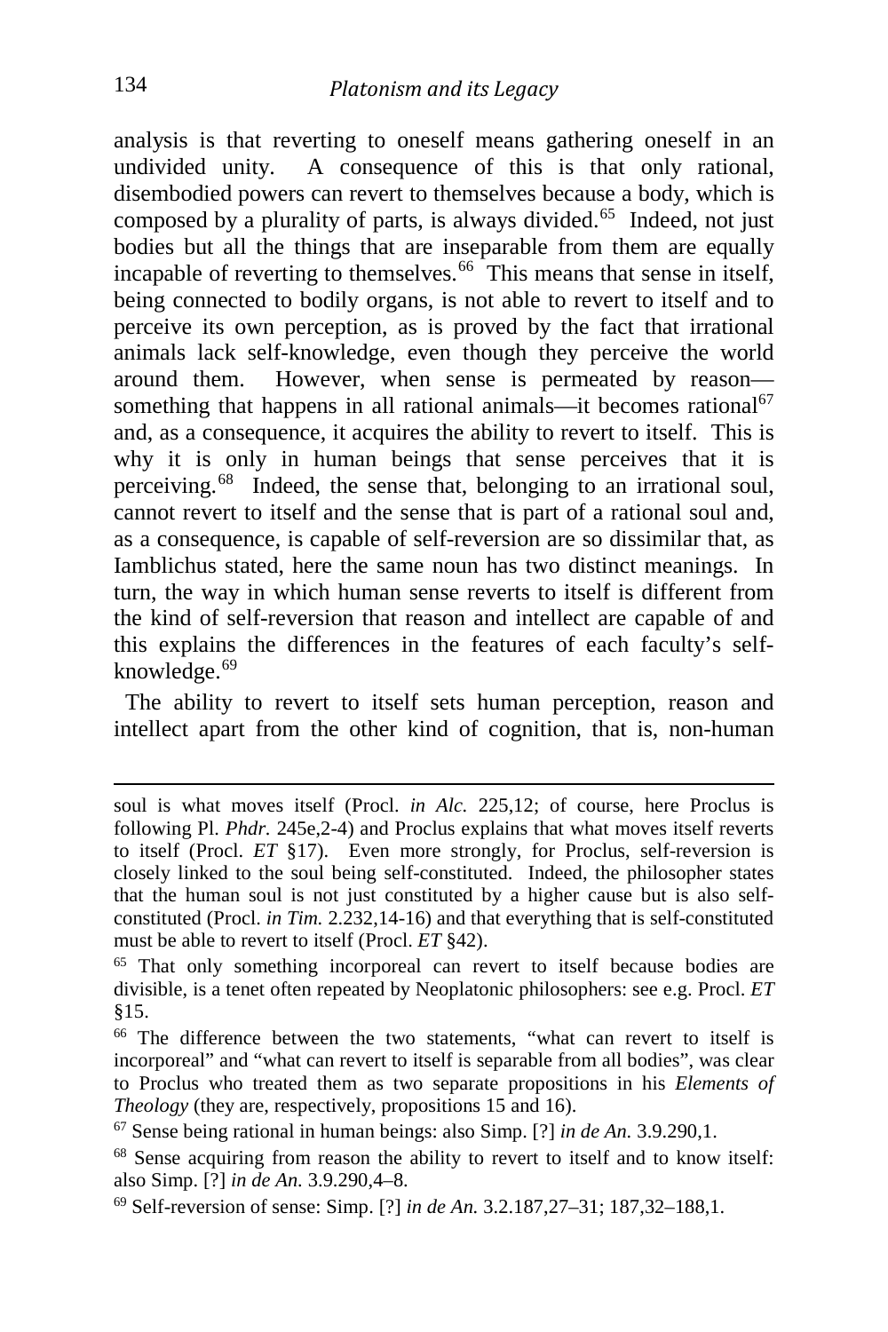analysis is that reverting to oneself means gathering oneself in an undivided unity. A consequence of this is that only rational, disembodied powers can revert to themselves because a body, which is composed by a plurality of parts, is always divided.[65] Indeed, not just bodies but all the things that are inseparable from them are equally incapable of reverting to themselves.[66] This means that sense in itself, being connected to bodily organs, is not able to revert to itself and to perceive its own perception, as is proved by the fact that irrational animals lack self-knowledge, even though they perceive the world around them. However, when sense is permeated by reason—something that happens in all rational animals—it becomes rational[67] and, as a consequence, it acquires the ability to revert to itself. This is why it is only in human beings that sense perceives that it is perceiving.[68] Indeed, the sense that, belonging to an irrational soul, cannot revert to itself and the sense that is part of a rational soul and, as a consequence, is capable of self-reversion are so dissimilar that, as Iamblichus stated, here the same noun has two distinct meanings. In turn, the way in which human sense reverts to itself is different from the kind of self-reversion that reason and intellect are capable of and this explains the differences in the features of each faculty's self-knowledge.[69]

The ability to revert to itself sets human perception, reason and intellect apart from the other kind of cognition, that is, non-human

---

soul is what moves itself (Procl. *in Alc.* 225,12; of course, here Proclus is following Pl. *Phdr.* 245e,2-4) and Proclus explains that what moves itself reverts to itself (Procl. *ET* §17). Even more strongly, for Proclus, self-reversion is closely linked to the soul being self-constituted. Indeed, the philosopher states that the human soul is not just constituted by a higher cause but is also self-constituted (Procl. *in Tim.* 2.232,14-16) and that everything that is self-constituted must be able to revert to itself (Procl. *ET* §42).

[65] That only something incorporeal can revert to itself because bodies are divisible, is a tenet often repeated by Neoplatonic philosophers: see e.g. Procl. *ET* §15.

[66] The difference between the two statements, "what can revert to itself is incorporeal" and "what can revert to itself is separable from all bodies", was clear to Proclus who treated them as two separate propositions in his *Elements of Theology* (they are, respectively, propositions 15 and 16).

[67] Sense being rational in human beings: also Simp. [?] *in de An.* 3.9.290,1.

[68] Sense acquiring from reason the ability to revert to itself and to know itself: also Simp. [?] *in de An.* 3.9.290,4–8.

[69] Self-reversion of sense: Simp. [?] *in de An.* 3.2.187,27–31; 187,32–188,1.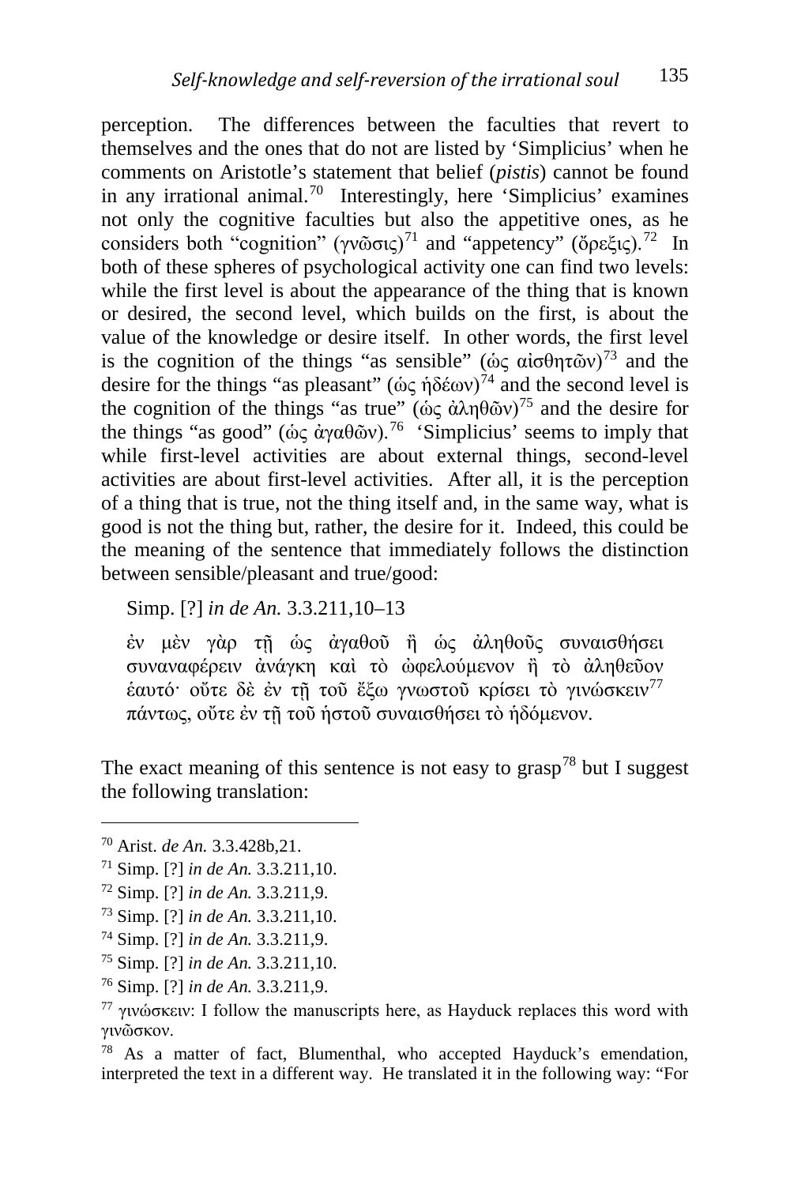perception. The differences between the faculties that revert to themselves and the ones that do not are listed by 'Simplicius' when he comments on Aristotle's statement that belief (*pistis*) cannot be found in any irrational animal.[70] Interestingly, here 'Simplicius' examines not only the cognitive faculties but also the appetitive ones, as he considers both "cognition" (γνῶσις)[71] and "appetency" (ὄρεξις).[72] In both of these spheres of psychological activity one can find two levels: while the first level is about the appearance of the thing that is known or desired, the second level, which builds on the first, is about the value of the knowledge or desire itself. In other words, the first level is the cognition of the things "as sensible" (ὡς αἰσθητῶν)[73] and the desire for the things "as pleasant" (ὡς ἡδέων)[74] and the second level is the cognition of the things "as true" (ὡς ἀληθῶν)[75] and the desire for the things "as good" (ὡς ἀγαθῶν).[76] 'Simplicius' seems to imply that while first-level activities are about external things, second-level activities are about first-level activities. After all, it is the perception of a thing that is true, not the thing itself and, in the same way, what is good is not the thing but, rather, the desire for it. Indeed, this could be the meaning of the sentence that immediately follows the distinction between sensible/pleasant and true/good:

Simp. [?] *in de An.* 3.3.211,10–13

ἐν μὲν γὰρ τῇ ὡς ἀγαθοῦ ἢ ὡς ἀληθοῦς συναισθήσει συναναφέρειν ἀνάγκη καὶ τὸ ὠφελούμενον ἢ τὸ ἀληθεῦον ἑαυτό· οὔτε δὲ ἐν τῇ τοῦ ἔξω γνωστοῦ κρίσει τὸ γινώσκειν[77] πάντως, οὔτε ἐν τῇ τοῦ ἡστοῦ συναισθήσει τὸ ἡδόμενον.

The exact meaning of this sentence is not easy to grasp[78] but I suggest the following translation:

---

[70] Arist. *de An.* 3.3.428b,21.

[71] Simp. [?] *in de An.* 3.3.211,10.

[72] Simp. [?] *in de An.* 3.3.211,9.

[73] Simp. [?] *in de An.* 3.3.211,10.

[74] Simp. [?] *in de An.* 3.3.211,9.

[75] Simp. [?] *in de An.* 3.3.211,10.

[76] Simp. [?] *in de An.* 3.3.211,9.

[77] γινώσκειν: I follow the manuscripts here, as Hayduck replaces this word with γινῶσκον.

[78] As a matter of fact, Blumenthal, who accepted Hayduck's emendation, interpreted the text in a different way. He translated it in the following way: "For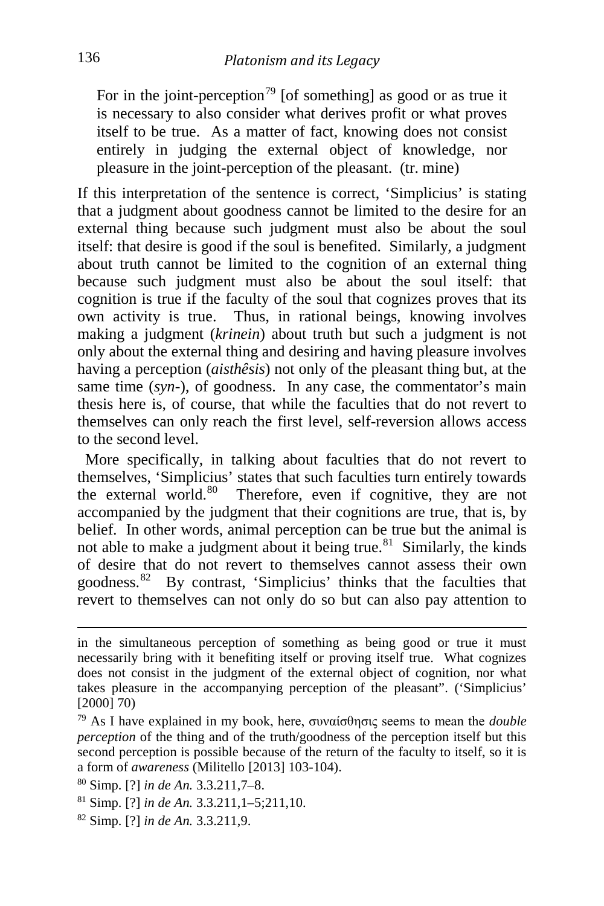> For in the joint-perception[79] [of something] as good or as true it is necessary to also consider what derives profit or what proves itself to be true. As a matter of fact, knowing does not consist entirely in judging the external object of knowledge, nor pleasure in the joint-perception of the pleasant. (tr. mine)

If this interpretation of the sentence is correct, 'Simplicius' is stating that a judgment about goodness cannot be limited to the desire for an external thing because such judgment must also be about the soul itself: that desire is good if the soul is benefited. Similarly, a judgment about truth cannot be limited to the cognition of an external thing because such judgment must also be about the soul itself: that cognition is true if the faculty of the soul that cognizes proves that its own activity is true. Thus, in rational beings, knowing involves making a judgment (*krinein*) about truth but such a judgment is not only about the external thing and desiring and having pleasure involves having a perception (*aisthêsis*) not only of the pleasant thing but, at the same time (*syn-*), of goodness. In any case, the commentator's main thesis here is, of course, that while the faculties that do not revert to themselves can only reach the first level, self-reversion allows access to the second level.

More specifically, in talking about faculties that do not revert to themselves, 'Simplicius' states that such faculties turn entirely towards the external world.[80] Therefore, even if cognitive, they are not accompanied by the judgment that their cognitions are true, that is, by belief. In other words, animal perception can be true but the animal is not able to make a judgment about it being true.[81] Similarly, the kinds of desire that do not revert to themselves cannot assess their own goodness.[82] By contrast, 'Simplicius' thinks that the faculties that revert to themselves can not only do so but can also pay attention to

---

in the simultaneous perception of something as being good or true it must necessarily bring with it benefiting itself or proving itself true. What cognizes does not consist in the judgment of the external object of cognition, nor what takes pleasure in the accompanying perception of the pleasant". ('Simplicius' [2000] 70)

[79] As I have explained in my book, here, συναίσθησις seems to mean the *double perception* of the thing and of the truth/goodness of the perception itself but this second perception is possible because of the return of the faculty to itself, so it is a form of *awareness* (Militello [2013] 103-104).

[80] Simp. [?] *in de An.* 3.3.211,7–8.

[81] Simp. [?] *in de An.* 3.3.211,1–5;211,10.

[82] Simp. [?] *in de An.* 3.3.211,9.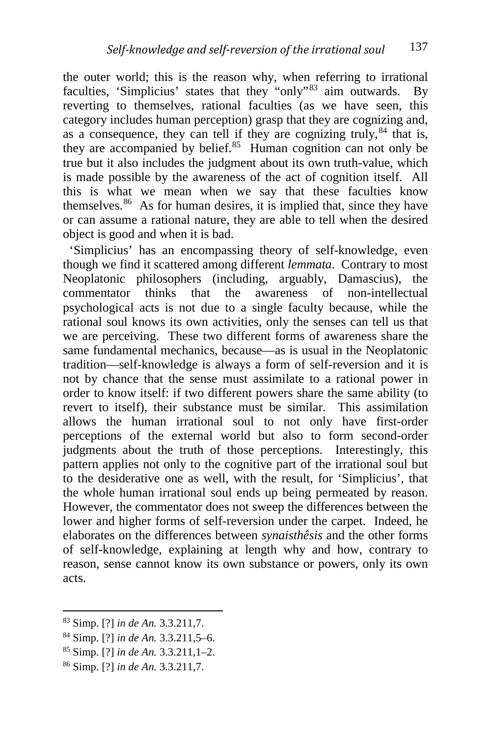the outer world; this is the reason why, when referring to irrational faculties, 'Simplicius' states that they "only"[83] aim outwards. By reverting to themselves, rational faculties (as we have seen, this category includes human perception) grasp that they are cognizing and, as a consequence, they can tell if they are cognizing truly,[84] that is, they are accompanied by belief.[85] Human cognition can not only be true but it also includes the judgment about its own truth-value, which is made possible by the awareness of the act of cognition itself. All this is what we mean when we say that these faculties know themselves.[86] As for human desires, it is implied that, since they have or can assume a rational nature, they are able to tell when the desired object is good and when it is bad.

'Simplicius' has an encompassing theory of self-knowledge, even though we find it scattered among different *lemmata*. Contrary to most Neoplatonic philosophers (including, arguably, Damascius), the commentator thinks that the awareness of non-intellectual psychological acts is not due to a single faculty because, while the rational soul knows its own activities, only the senses can tell us that we are perceiving. These two different forms of awareness share the same fundamental mechanics, because—as is usual in the Neoplatonic tradition—self-knowledge is always a form of self-reversion and it is not by chance that the sense must assimilate to a rational power in order to know itself: if two different powers share the same ability (to revert to itself), their substance must be similar. This assimilation allows the human irrational soul to not only have first-order perceptions of the external world but also to form second-order judgments about the truth of those perceptions. Interestingly, this pattern applies not only to the cognitive part of the irrational soul but to the desiderative one as well, with the result, for 'Simplicius', that the whole human irrational soul ends up being permeated by reason. However, the commentator does not sweep the differences between the lower and higher forms of self-reversion under the carpet. Indeed, he elaborates on the differences between *synaisthêsis* and the other forms of self-knowledge, explaining at length why and how, contrary to reason, sense cannot know its own substance or powers, only its own acts.

---

[83] Simp. [?] *in de An.* 3.3.211,7.

[84] Simp. [?] *in de An.* 3.3.211,5–6.

[85] Simp. [?] *in de An.* 3.3.211,1–2.

[86] Simp. [?] *in de An.* 3.3.211,7.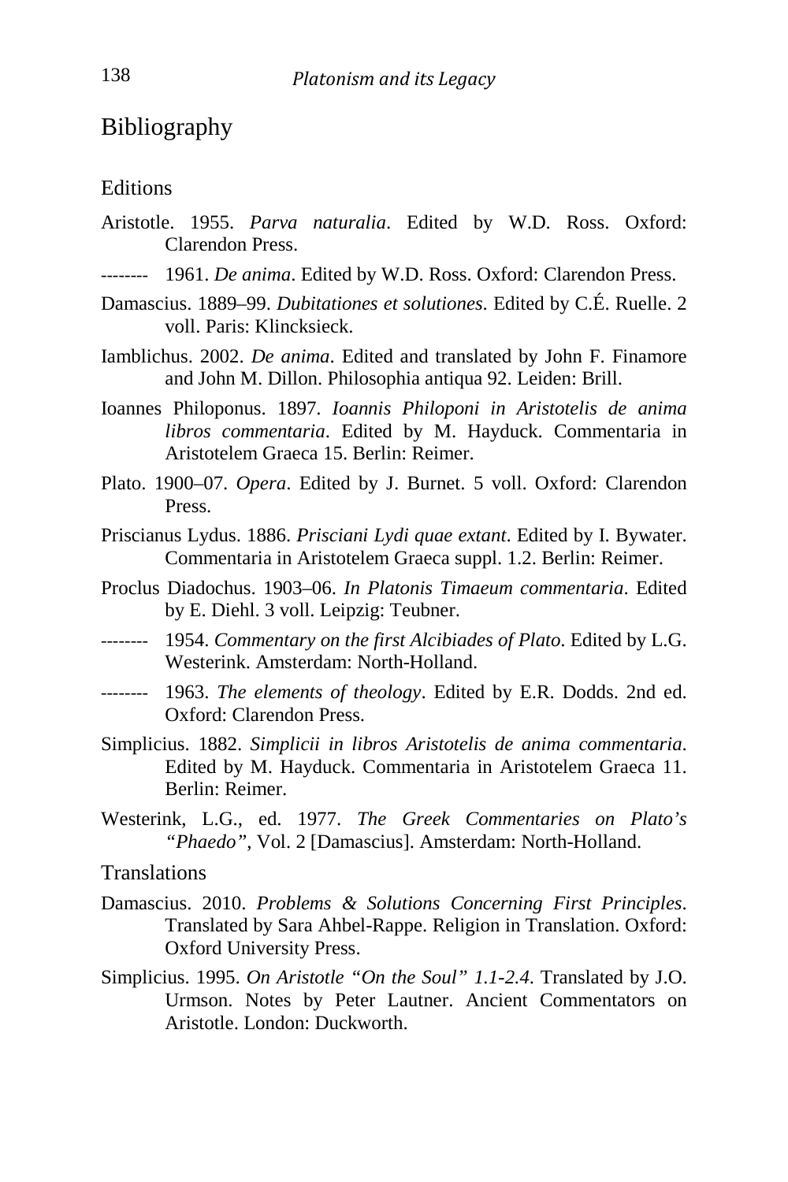## Bibliography

### Editions

Aristotle. 1955. *Parva naturalia*. Edited by W.D. Ross. Oxford: Clarendon Press.

-------- 1961. *De anima*. Edited by W.D. Ross. Oxford: Clarendon Press.

Damascius. 1889–99. *Dubitationes et solutiones*. Edited by C.É. Ruelle. 2 voll. Paris: Klincksieck.

Iamblichus. 2002. *De anima*. Edited and translated by John F. Finamore and John M. Dillon. Philosophia antiqua 92. Leiden: Brill.

Ioannes Philoponus. 1897. *Ioannis Philoponi in Aristotelis de anima libros commentaria*. Edited by M. Hayduck. Commentaria in Aristotelem Graeca 15. Berlin: Reimer.

Plato. 1900–07. *Opera*. Edited by J. Burnet. 5 voll. Oxford: Clarendon Press.

Priscianus Lydus. 1886. *Prisciani Lydi quae extant*. Edited by I. Bywater. Commentaria in Aristotelem Graeca suppl. 1.2. Berlin: Reimer.

Proclus Diadochus. 1903–06. *In Platonis Timaeum commentaria*. Edited by E. Diehl. 3 voll. Leipzig: Teubner.

-------- 1954. *Commentary on the first Alcibiades of Plato*. Edited by L.G. Westerink. Amsterdam: North-Holland.

-------- 1963. *The elements of theology*. Edited by E.R. Dodds. 2nd ed. Oxford: Clarendon Press.

Simplicius. 1882. *Simplicii in libros Aristotelis de anima commentaria*. Edited by M. Hayduck. Commentaria in Aristotelem Graeca 11. Berlin: Reimer.

Westerink, L.G., ed. 1977. *The Greek Commentaries on Plato's "Phaedo"*, Vol. 2 [Damascius]. Amsterdam: North-Holland.

### Translations

Damascius. 2010. *Problems & Solutions Concerning First Principles*. Translated by Sara Ahbel-Rappe. Religion in Translation. Oxford: Oxford University Press.

Simplicius. 1995. *On Aristotle "On the Soul" 1.1-2.4*. Translated by J.O. Urmson. Notes by Peter Lautner. Ancient Commentators on Aristotle. London: Duckworth.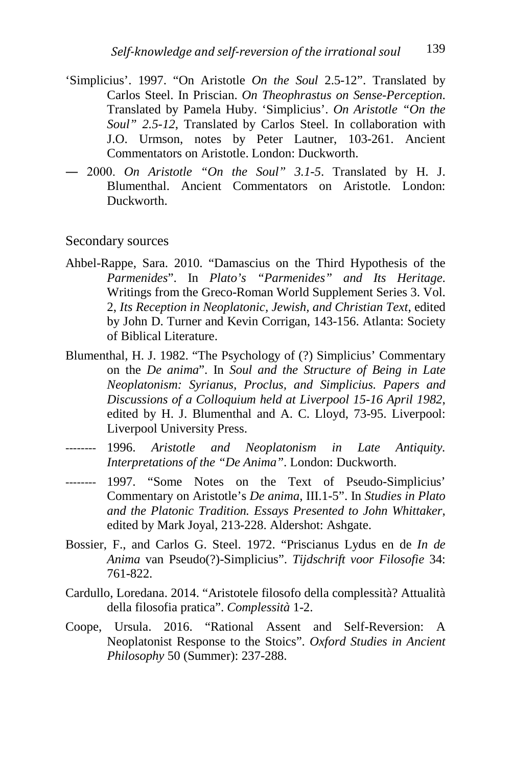'Simplicius'. 1997. "On Aristotle *On the Soul* 2.5-12". Translated by Carlos Steel. In Priscian. *On Theophrastus on Sense-Perception*. Translated by Pamela Huby. 'Simplicius'. *On Aristotle "On the Soul" 2.5-12*, Translated by Carlos Steel. In collaboration with J.O. Urmson, notes by Peter Lautner, 103-261. Ancient Commentators on Aristotle. London: Duckworth.

— 2000. *On Aristotle "On the Soul" 3.1-5*. Translated by H. J. Blumenthal. Ancient Commentators on Aristotle. London: Duckworth.

## Secondary sources

Ahbel-Rappe, Sara. 2010. "Damascius on the Third Hypothesis of the *Parmenides*". In *Plato's "Parmenides" and Its Heritage*. Writings from the Greco-Roman World Supplement Series 3. Vol. 2, *Its Reception in Neoplatonic, Jewish, and Christian Text*, edited by John D. Turner and Kevin Corrigan, 143-156. Atlanta: Society of Biblical Literature.

Blumenthal, H. J. 1982. "The Psychology of (?) Simplicius' Commentary on the *De anima*". In *Soul and the Structure of Being in Late Neoplatonism: Syrianus, Proclus, and Simplicius. Papers and Discussions of a Colloquium held at Liverpool 15-16 April 1982*, edited by H. J. Blumenthal and A. C. Lloyd, 73-95. Liverpool: Liverpool University Press.

-------- 1996. *Aristotle and Neoplatonism in Late Antiquity. Interpretations of the "De Anima"*. London: Duckworth.

-------- 1997. "Some Notes on the Text of Pseudo-Simplicius' Commentary on Aristotle's *De anima*, III.1-5". In *Studies in Plato and the Platonic Tradition. Essays Presented to John Whittaker*, edited by Mark Joyal, 213-228. Aldershot: Ashgate.

Bossier, F., and Carlos G. Steel. 1972. "Priscianus Lydus en de *In de Anima* van Pseudo(?)-Simplicius". *Tijdschrift voor Filosofie* 34: 761-822.

Cardullo, Loredana. 2014. "Aristotele filosofo della complessità? Attualità della filosofia pratica". *Complessità* 1-2.

Coope, Ursula. 2016. "Rational Assent and Self-Reversion: A Neoplatonist Response to the Stoics". *Oxford Studies in Ancient Philosophy* 50 (Summer): 237-288.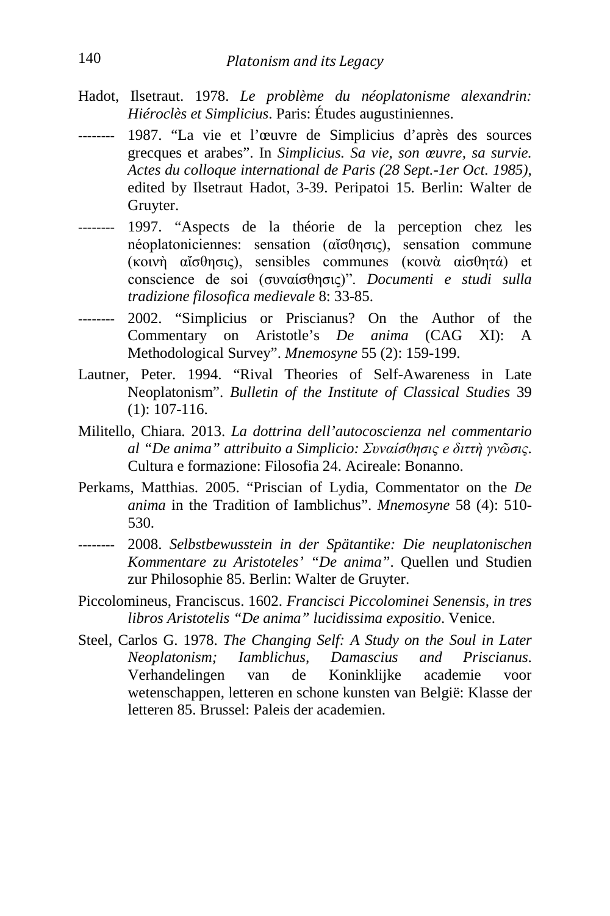Hadot, Ilsetraut. 1978. *Le problème du néoplatonisme alexandrin: Hiéroclès et Simplicius*. Paris: Études augustiniennes.

-------- 1987. "La vie et l'œuvre de Simplicius d'après des sources grecques et arabes". In *Simplicius. Sa vie, son œuvre, sa survie. Actes du colloque international de Paris (28 Sept.-1er Oct. 1985)*, edited by Ilsetraut Hadot, 3-39. Peripatoi 15. Berlin: Walter de Gruyter.

-------- 1997. "Aspects de la théorie de la perception chez les néoplatoniciennes: sensation (αἴσθησις), sensation commune (κοινὴ αἴσθησις), sensibles communes (κοινὰ αἰσθητά) et conscience de soi (συναίσθησις)". *Documenti e studi sulla tradizione filosofica medievale* 8: 33-85.

-------- 2002. "Simplicius or Priscianus? On the Author of the Commentary on Aristotle's *De anima* (CAG XI): A Methodological Survey". *Mnemosyne* 55 (2): 159-199.

Lautner, Peter. 1994. "Rival Theories of Self-Awareness in Late Neoplatonism". *Bulletin of the Institute of Classical Studies* 39 (1): 107-116.

Militello, Chiara. 2013. *La dottrina dell'autocoscienza nel commentario al "De anima" attribuito a Simplicio: Συναίσθησις e διττὴ γνῶσις*. Cultura e formazione: Filosofia 24. Acireale: Bonanno.

Perkams, Matthias. 2005. "Priscian of Lydia, Commentator on the *De anima* in the Tradition of Iamblichus". *Mnemosyne* 58 (4): 510-530.

-------- 2008. *Selbstbewusstein in der Spätantike: Die neuplatonischen Kommentare zu Aristoteles' "De anima"*. Quellen und Studien zur Philosophie 85. Berlin: Walter de Gruyter.

Piccolomineus, Franciscus. 1602. *Francisci Piccolominei Senensis, in tres libros Aristotelis "De anima" lucidissima expositio*. Venice.

Steel, Carlos G. 1978. *The Changing Self: A Study on the Soul in Later Neoplatonism; Iamblichus, Damascius and Priscianus*. Verhandelingen van de Koninklijke academie voor wetenschappen, letteren en schone kunsten van België: Klasse der letteren 85. Brussel: Paleis der academiën.